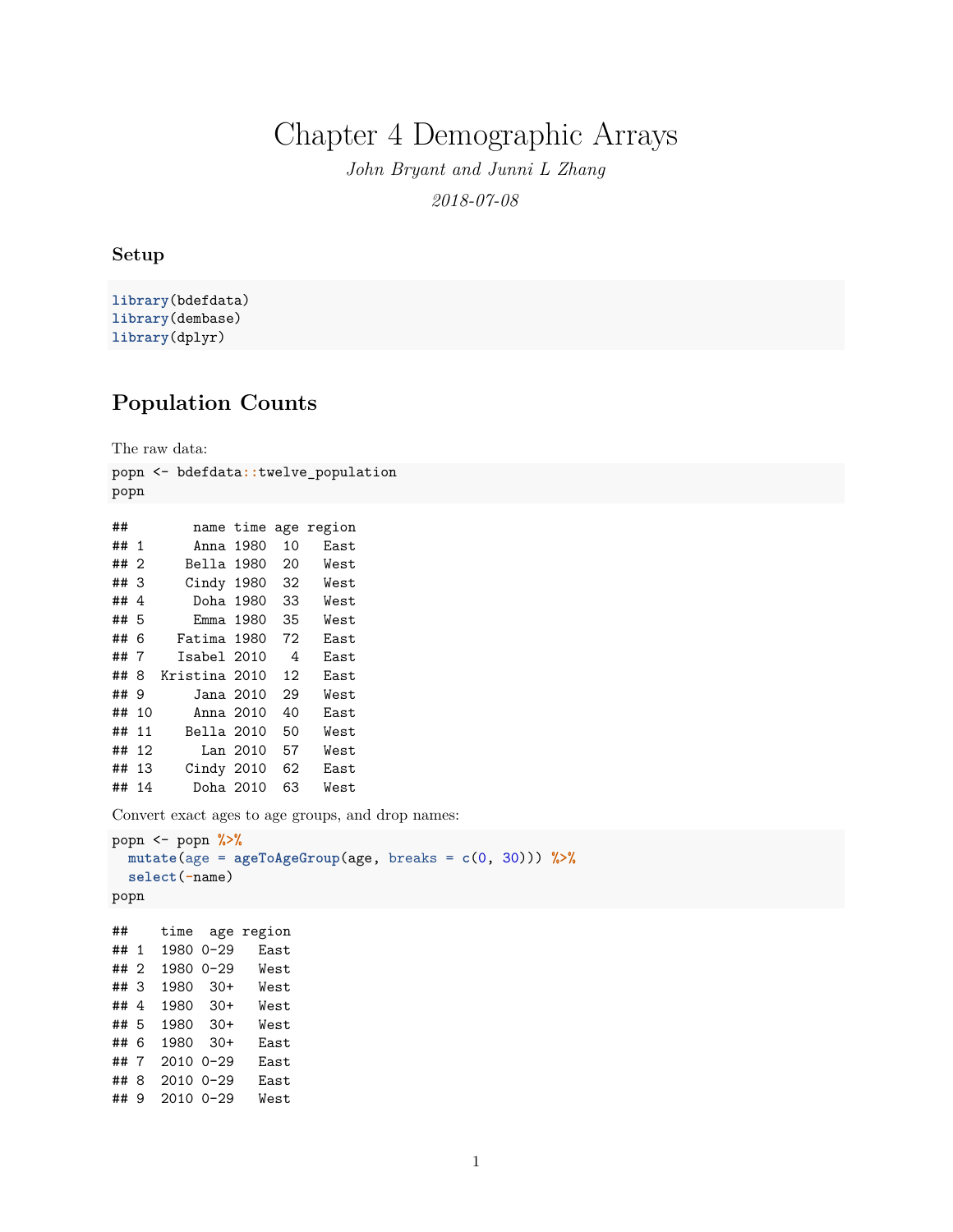# Chapter 4 Demographic Arrays

*John Bryant and Junni L Zhang*

*2018-07-08*

### Setup

```
library(bdefdata)
library(dembase)
library(dplyr)
```

## Population Counts

The raw data:

```
popn <- bdefdata::twelve_population
popn
```

```
##        name time age region
## 1      Anna 1980  10   East
## 2     Bella 1980  20   West
## 3     Cindy 1980  32   West
## 4      Doha 1980  33   West
## 5      Emma 1980  35   West
## 6    Fatima 1980  72   East
## 7    Isabel 2010   4   East
## 8  Kristina 2010  12   East
## 9      Jana 2010  29   West
## 10     Anna 2010  40   East
## 11    Bella 2010  50   West
## 12      Lan 2010  57   West
## 13    Cindy 2010  62   East
## 14     Doha 2010  63   West
```

Convert exact ages to age groups, and drop names:

```
popn <- popn %>%
  mutate(age = ageToAgeGroup(age, breaks = c(0, 30))) %>%
  select(-name)
popn
```

```
##    time  age region
## 1  1980 0-29   East
## 2  1980 0-29   West
## 3  1980  30+   West
## 4  1980  30+   West
## 5  1980  30+   West
## 6  1980  30+   East
## 7  2010 0-29   East
## 8  2010 0-29   East
## 9  2010 0-29   West
```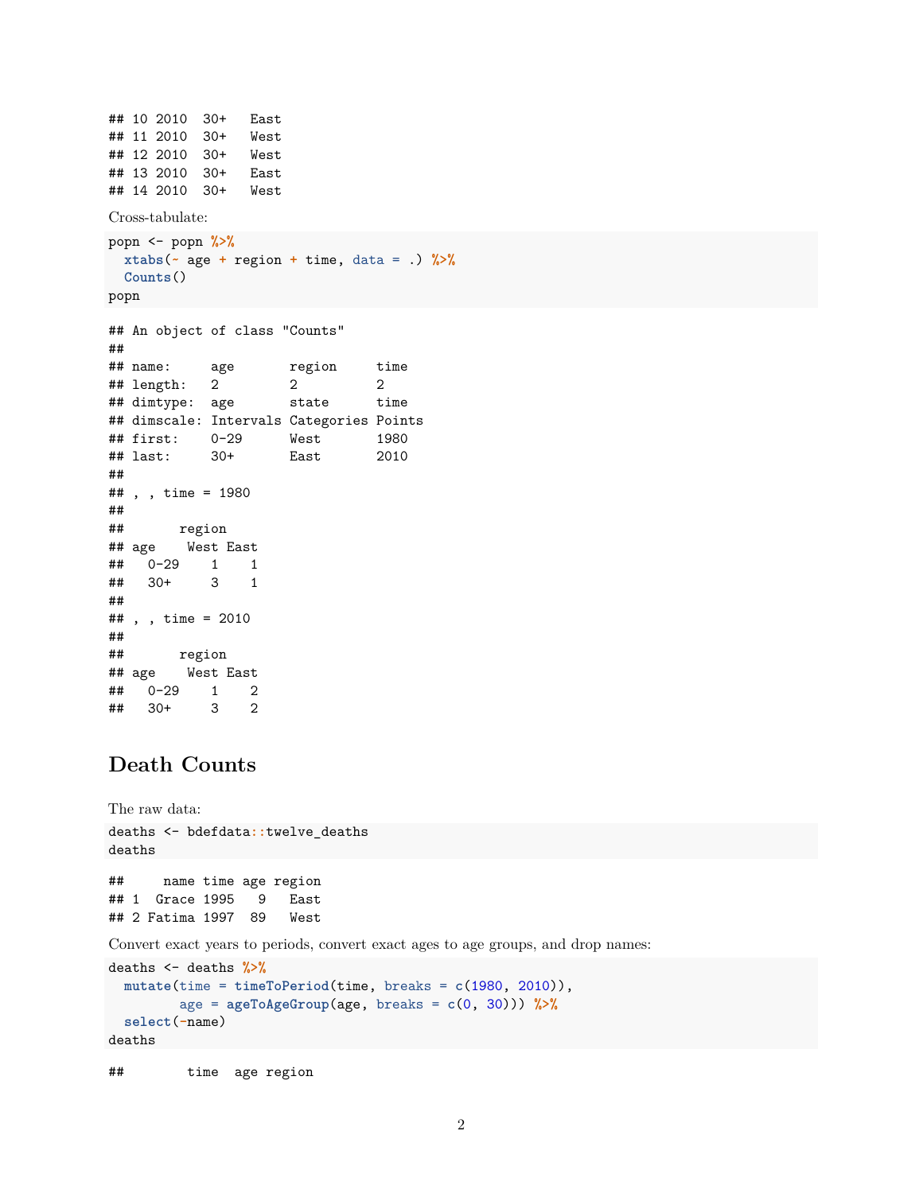```
## 10 2010  30+   East
## 11 2010  30+   West
## 12 2010  30+   West
## 13 2010  30+   East
## 14 2010  30+   West
```

Cross-tabulate:

```
popn <- popn %>%
  xtabs(~ age + region + time, data = .) %>%
  Counts()
popn
```

```
## An object of class "Counts"
##
## name:     age       region     time
## length:   2         2          2
## dimtype:  age       state      time
## dimscale: Intervals Categories Points
## first:    0-29      West       1980
## last:     30+       East       2010
##
## , , time = 1980
##
##       region
## age    West East
##   0-29    1    1
##   30+     3    1
##
## , , time = 2010
##
##       region
## age    West East
##   0-29    1    2
##   30+     3    2
```

# Death Counts

The raw data:

```
deaths <- bdefdata::twelve_deaths
deaths
```

```
##     name time age region
## 1  Grace 1995   9   East
## 2 Fatima 1997  89   West
```

Convert exact years to periods, convert exact ages to age groups, and drop names:

```
deaths <- deaths %>%
  mutate(time = timeToPeriod(time, breaks = c(1980, 2010)),
         age = ageToAgeGroup(age, breaks = c(0, 30))) %>%
  select(-name)
deaths
```

```
##        time  age region
```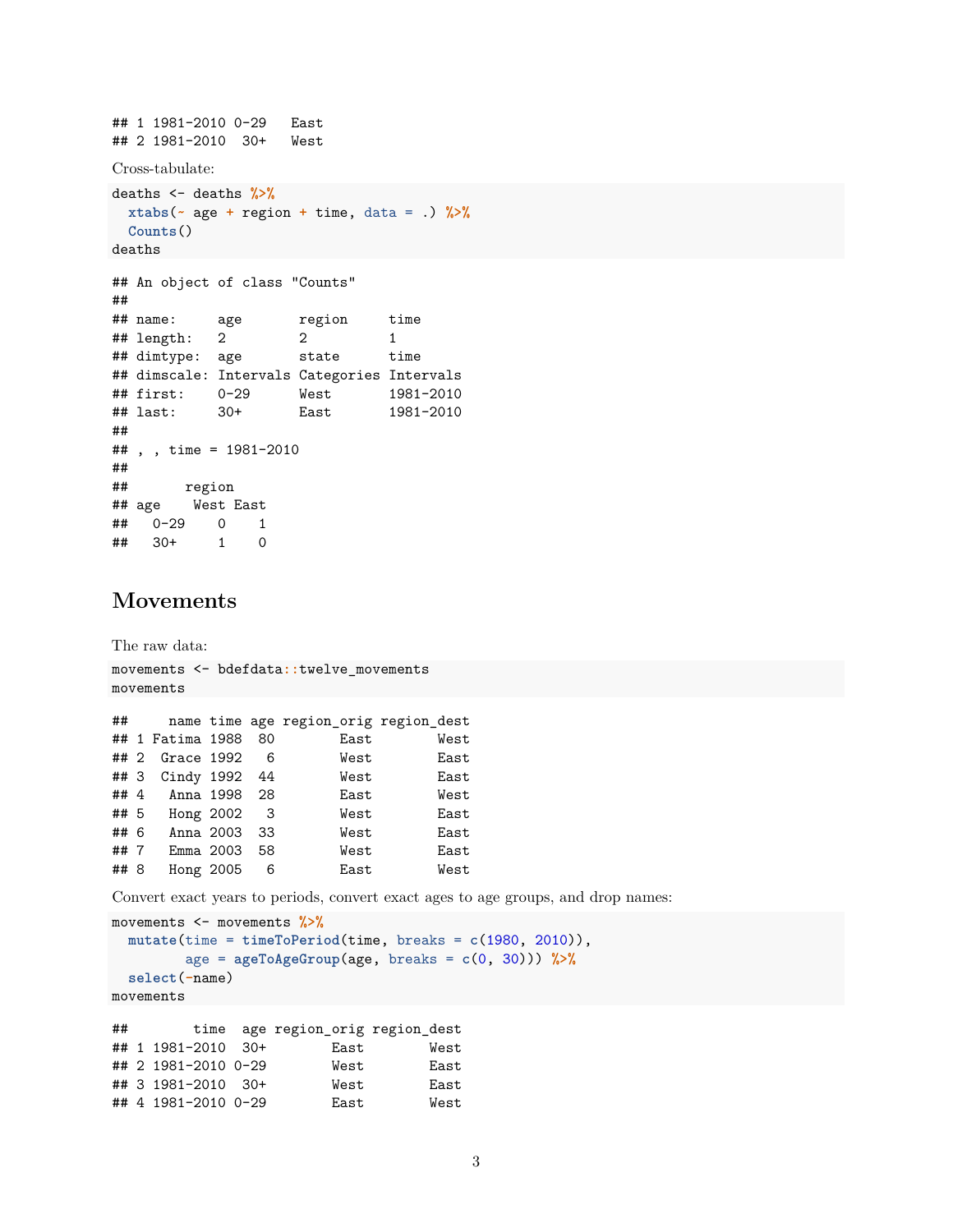```
## 1 1981-2010 0-29   East
## 2 1981-2010  30+   West
```

Cross-tabulate:

```
deaths <- deaths %>%
  xtabs(~ age + region + time, data = .) %>%
  Counts()
deaths
```

```
## An object of class "Counts"
##
## name:     age       region     time
## length:   2         2          1
## dimtype:  age       state      time
## dimscale: Intervals Categories Intervals
## first:    0-29      West       1981-2010
## last:     30+       East       1981-2010
##
## , , time = 1981-2010
##
##       region
## age    West East
##   0-29    0    1
##   30+     1    0
```

## Movements

The raw data:

```
movements <- bdefdata::twelve_movements
movements
```

```
##     name time age region_orig region_dest
## 1 Fatima 1988  80        East        West
## 2  Grace 1992   6        West        East
## 3  Cindy 1992  44        West        East
## 4   Anna 1998  28        East        West
## 5   Hong 2002   3        West        East
## 6   Anna 2003  33        West        East
## 7   Emma 2003  58        West        East
## 8   Hong 2005   6        East        West
```

Convert exact years to periods, convert exact ages to age groups, and drop names:

```
movements <- movements %>%
  mutate(time = timeToPeriod(time, breaks = c(1980, 2010)),
         age = ageToAgeGroup(age, breaks = c(0, 30))) %>%
  select(-name)
movements
```

```
##        time  age region_orig region_dest
## 1 1981-2010  30+        East        West
## 2 1981-2010 0-29        West        East
## 3 1981-2010  30+        West        East
## 4 1981-2010 0-29        East        West
```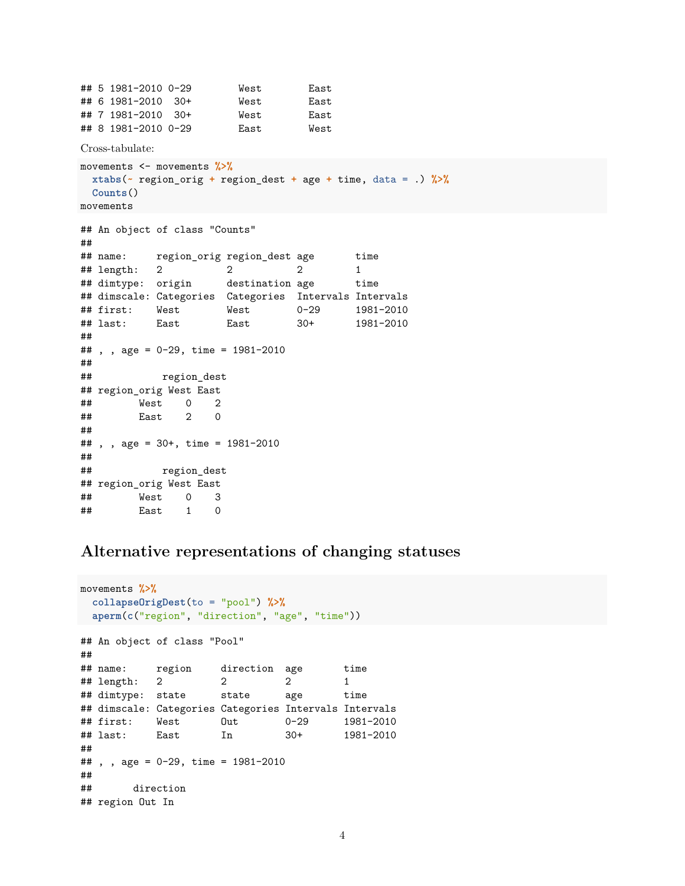```
## 5 1981-2010 0-29        West        East
## 6 1981-2010  30+        West        East
## 7 1981-2010  30+        West        East
## 8 1981-2010 0-29        East        West
```

Cross-tabulate:

```
movements <- movements %>%
  xtabs(~ region_orig + region_dest + age + time, data = .) %>%
  Counts()
movements
```

```
## An object of class "Counts"
##
## name:     region_orig region_dest age       time
## length:   2           2           2         1
## dimtype:  origin      destination age       time
## dimscale: Categories  Categories  Intervals Intervals
## first:    West        West        0-29      1981-2010
## last:     East        East        30+       1981-2010
##
## , , age = 0-29, time = 1981-2010
##
##            region_dest
## region_orig West East
##        West    0    2
##        East    2    0
##
## , , age = 30+, time = 1981-2010
##
##            region_dest
## region_orig West East
##        West    0    3
##        East    1    0
```

## Alternative representations of changing statuses

```
movements %>%
  collapseOrigDest(to = "pool") %>%
  aperm(c("region", "direction", "age", "time"))
```

```
## An object of class "Pool"
##
## name:     region     direction  age       time
## length:   2          2          2         1
## dimtype:  state      state      age       time
## dimscale: Categories Categories Intervals Intervals
## first:    West       Out        0-29      1981-2010
## last:     East       In         30+       1981-2010
##
## , , age = 0-29, time = 1981-2010
##
##       direction
## region Out In
```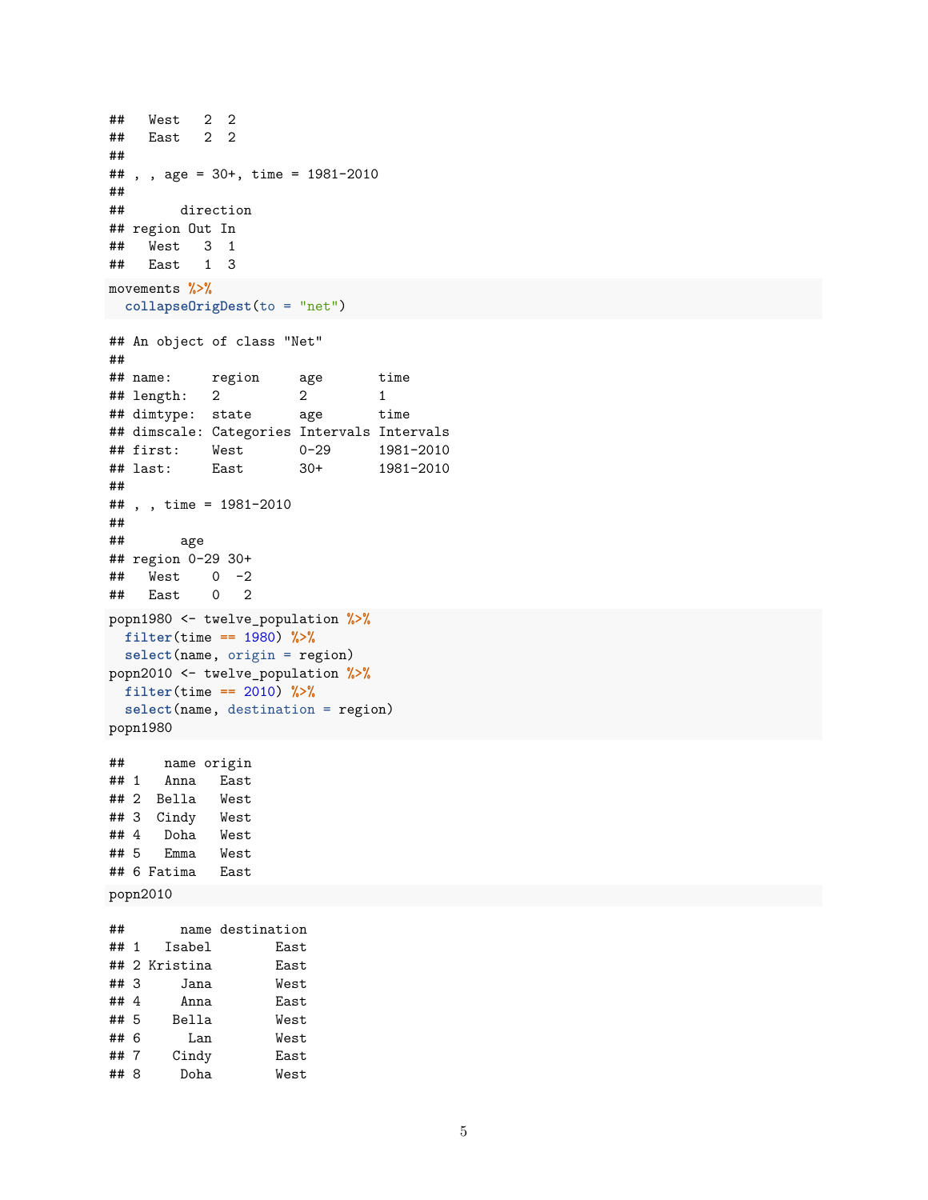```
##   West   2  2
##   East   2  2
##
## , , age = 30+, time = 1981-2010
##
##       direction
## region Out In
##   West   3  1
##   East   1  3
```

```
movements %>%
  collapseOrigDest(to = "net")
```

```
## An object of class "Net"
##
## name:     region     age       time
## length:   2          2         1
## dimtype:  state      age       time
## dimscale: Categories Intervals Intervals
## first:    West       0-29      1981-2010
## last:     East       30+       1981-2010
##
## , , time = 1981-2010
##
##       age
## region 0-29 30+
##   West    0  -2
##   East    0   2
```

```
popn1980 <- twelve_population %>%
  filter(time == 1980) %>%
  select(name, origin = region)
popn2010 <- twelve_population %>%
  filter(time == 2010) %>%
  select(name, destination = region)
popn1980
```

```
##     name origin
## 1   Anna   East
## 2  Bella   West
## 3  Cindy   West
## 4   Doha   West
## 5   Emma   West
## 6 Fatima   East
```

```
popn2010
```

```
##       name destination
## 1   Isabel        East
## 2 Kristina        East
## 3     Jana        West
## 4     Anna        East
## 5    Bella        West
## 6      Lan        West
## 7    Cindy        East
## 8     Doha        West
```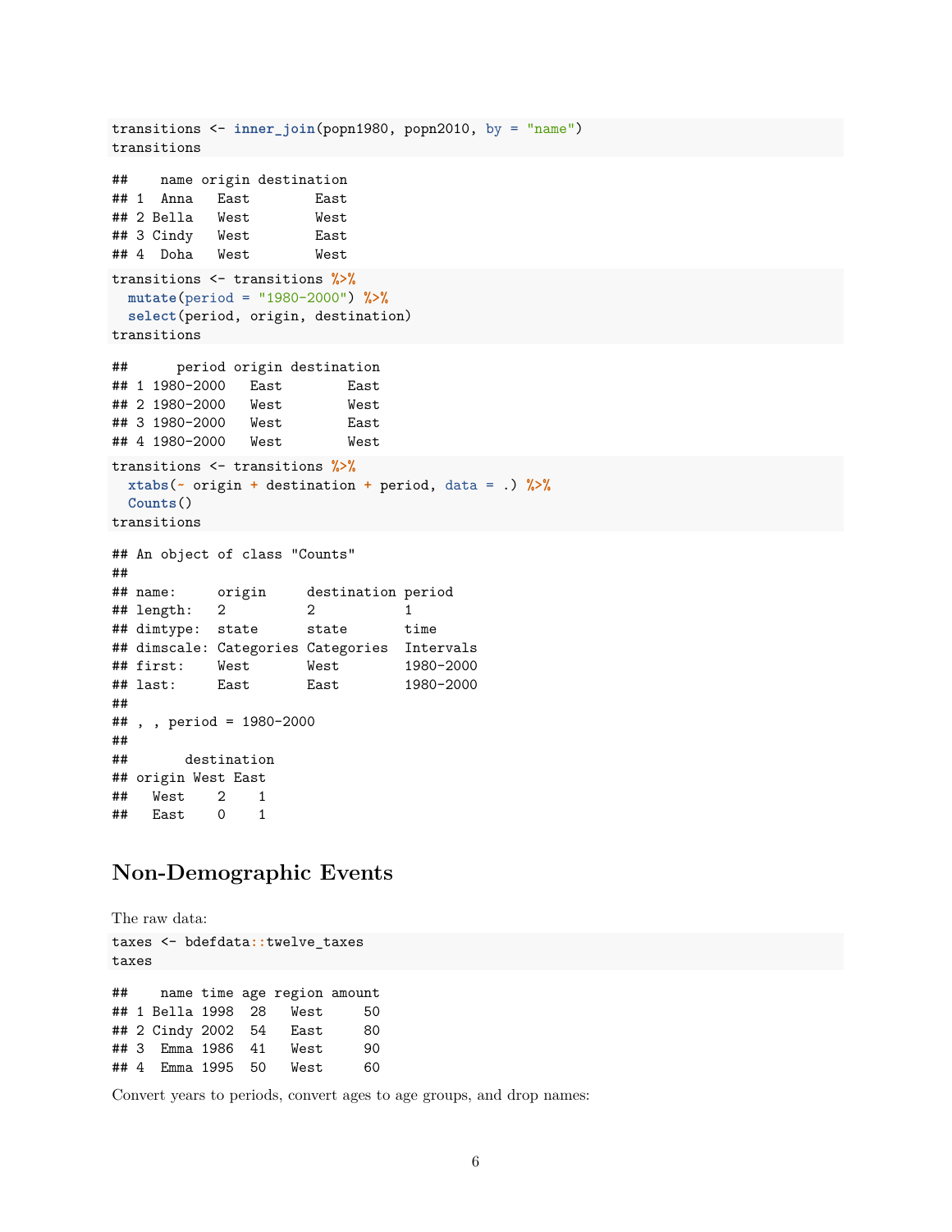```r
transitions <- inner_join(popn1980, popn2010, by = "name")
transitions
```

```
##    name origin destination
## 1  Anna   East        East
## 2 Bella   West        West
## 3 Cindy   West        East
## 4  Doha   West        West
```

```r
transitions <- transitions %>%
  mutate(period = "1980-2000") %>%
  select(period, origin, destination)
transitions
```

```
##      period origin destination
## 1 1980-2000   East        East
## 2 1980-2000   West        West
## 3 1980-2000   West        East
## 4 1980-2000   West        West
```

```r
transitions <- transitions %>%
  xtabs(~ origin + destination + period, data = .) %>%
  Counts()
transitions
```

```
## An object of class "Counts"
##
## name:     origin     destination period
## length:   2          2           1
## dimtype:  state      state       time
## dimscale: Categories Categories  Intervals
## first:    West       West        1980-2000
## last:     East       East        1980-2000
##
## , , period = 1980-2000
##
##       destination
## origin West East
##   West    2    1
##   East    0    1
```

## Non-Demographic Events

The raw data:

```r
taxes <- bdefdata::twelve_taxes
taxes
```

```
##    name time age region amount
## 1 Bella 1998  28   West     50
## 2 Cindy 2002  54   East     80
## 3  Emma 1986  41   West     90
## 4  Emma 1995  50   West     60
```

Convert years to periods, convert ages to age groups, and drop names: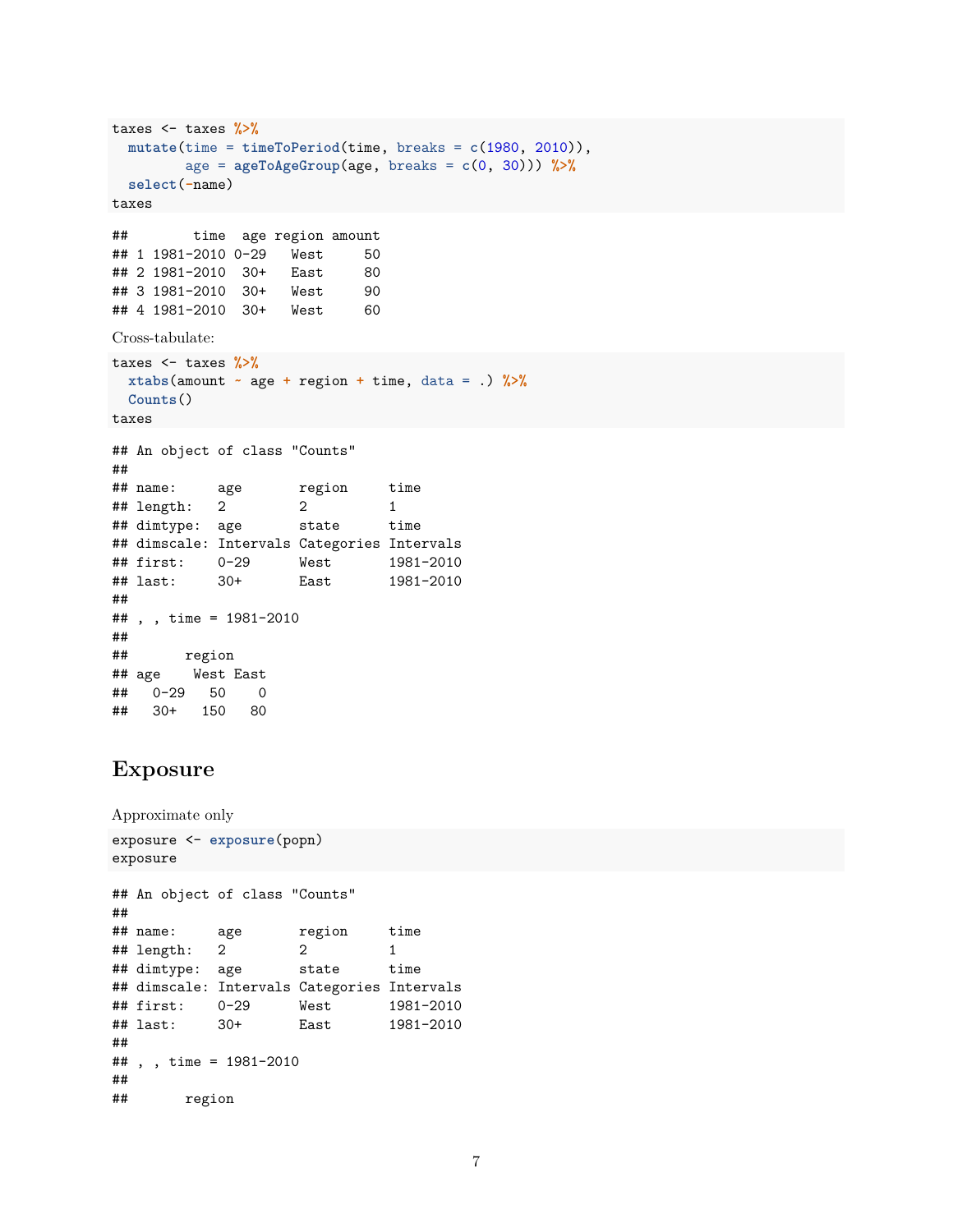```
taxes <- taxes %>%
  mutate(time = timeToPeriod(time, breaks = c(1980, 2010)),
         age = ageToAgeGroup(age, breaks = c(0, 30))) %>%
  select(-name)
taxes
```

```
##        time  age region amount
## 1 1981-2010 0-29   West     50
## 2 1981-2010  30+   East     80
## 3 1981-2010  30+   West     90
## 4 1981-2010  30+   West     60
```

Cross-tabulate:

```
taxes <- taxes %>%
  xtabs(amount ~ age + region + time, data = .) %>%
  Counts()
taxes
```

```
## An object of class "Counts"
##
## name:     age       region     time
## length:   2         2          1
## dimtype:  age       state      time
## dimscale: Intervals Categories Intervals
## first:    0-29      West       1981-2010
## last:     30+       East       1981-2010
##
## , , time = 1981-2010
##
##       region
## age    West East
##   0-29   50    0
##   30+   150   80
```

## Exposure

Approximate only

```
exposure <- exposure(popn)
exposure
```

```
## An object of class "Counts"
##
## name:     age       region     time
## length:   2         2          1
## dimtype:  age       state      time
## dimscale: Intervals Categories Intervals
## first:    0-29      West       1981-2010
## last:     30+       East       1981-2010
##
## , , time = 1981-2010
##
##       region
```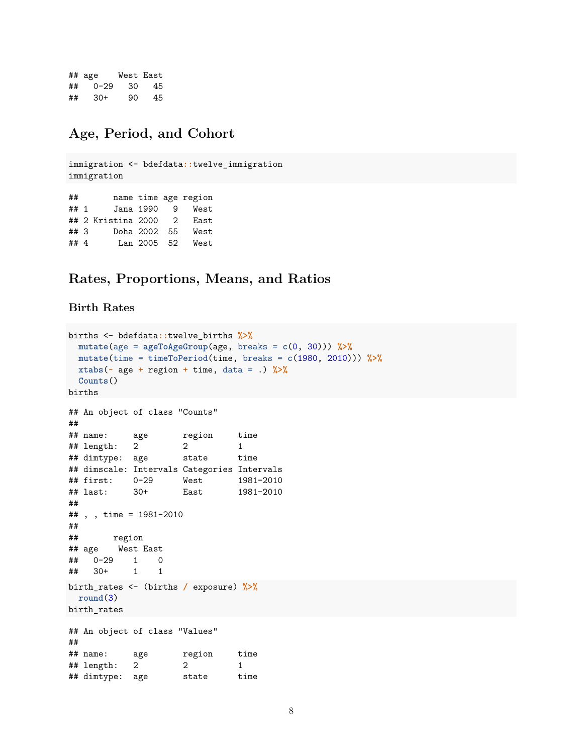```
## age    West East
##   0-29   30   45
##   30+    90   45
```

## Age, Period, and Cohort

```
immigration <- bdefdata::twelve_immigration
immigration
```

```
##       name time age region
## 1     Jana 1990   9   West
## 2 Kristina 2000   2   East
## 3     Doha 2002  55   West
## 4      Lan 2005  52   West
```

## Rates, Proportions, Means, and Ratios

### Birth Rates

```
births <- bdefdata::twelve_births %>%
  mutate(age = ageToAgeGroup(age, breaks = c(0, 30))) %>%
  mutate(time = timeToPeriod(time, breaks = c(1980, 2010))) %>%
  xtabs(~ age + region + time, data = .) %>%
  Counts()
births
```

```
## An object of class "Counts"
##
## name:     age       region     time
## length:   2         2          1
## dimtype:  age       state      time
## dimscale: Intervals Categories Intervals
## first:    0-29      West       1981-2010
## last:     30+       East       1981-2010
##
## , , time = 1981-2010
##
##       region
## age    West East
##   0-29    1    0
##   30+     1    1
```

```
birth_rates <- (births / exposure) %>%
  round(3)
birth_rates
```

```
## An object of class "Values"
##
## name:     age       region     time
## length:   2         2          1
## dimtype:  age       state      time
```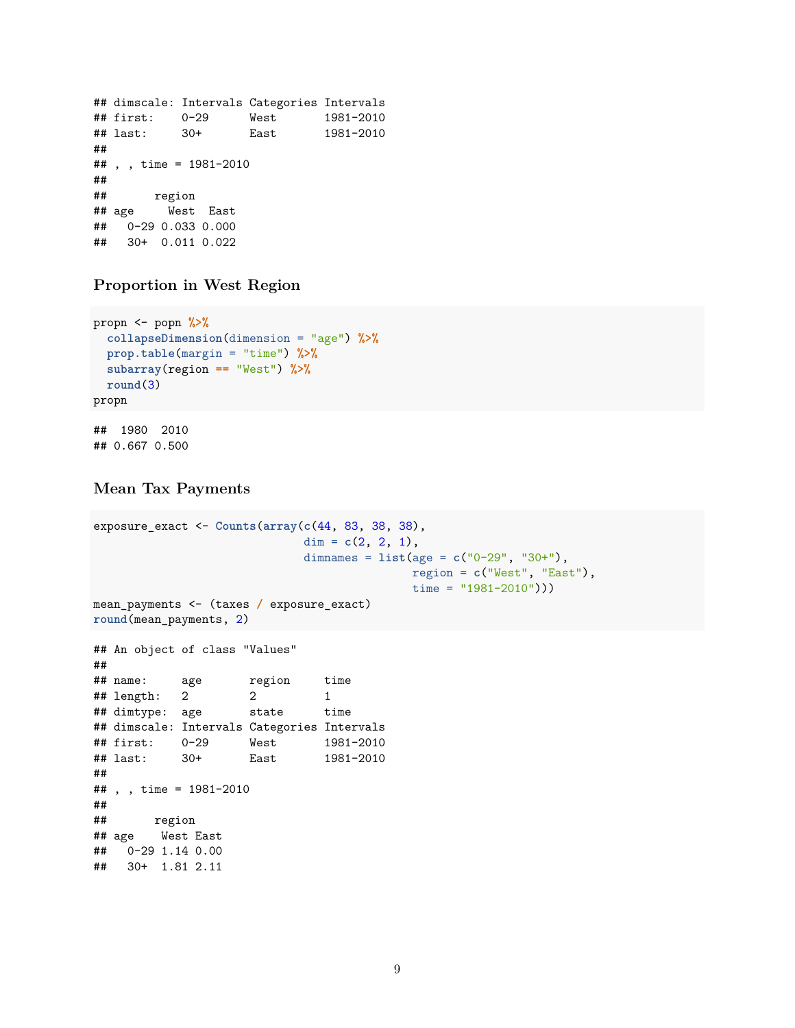```
## dimscale: Intervals Categories Intervals
## first:    0-29      West       1981-2010
## last:     30+       East       1981-2010
##
## , , time = 1981-2010
##
##       region
## age     West  East
##   0-29 0.033 0.000
##   30+  0.011 0.022
```

### Proportion in West Region

```
propn <- popn %>%
  collapseDimension(dimension = "age") %>%
  prop.table(margin = "time") %>%
  subarray(region == "West") %>%
  round(3)
propn
```

```
##  1980  2010
## 0.667 0.500
```

### Mean Tax Payments

```
exposure_exact <- Counts(array(c(44, 83, 38, 38),
                               dim = c(2, 2, 1),
                               dimnames = list(age = c("0-29", "30+"),
                                               region = c("West", "East"),
                                               time = "1981-2010")))
mean_payments <- (taxes / exposure_exact)
round(mean_payments, 2)
```

```
## An object of class "Values"
##
## name:     age       region     time
## length:   2         2          1
## dimtype:  age       state      time
## dimscale: Intervals Categories Intervals
## first:    0-29      West       1981-2010
## last:     30+       East       1981-2010
##
## , , time = 1981-2010
##
##       region
## age    West East
##   0-29 1.14 0.00
##   30+  1.81 2.11
```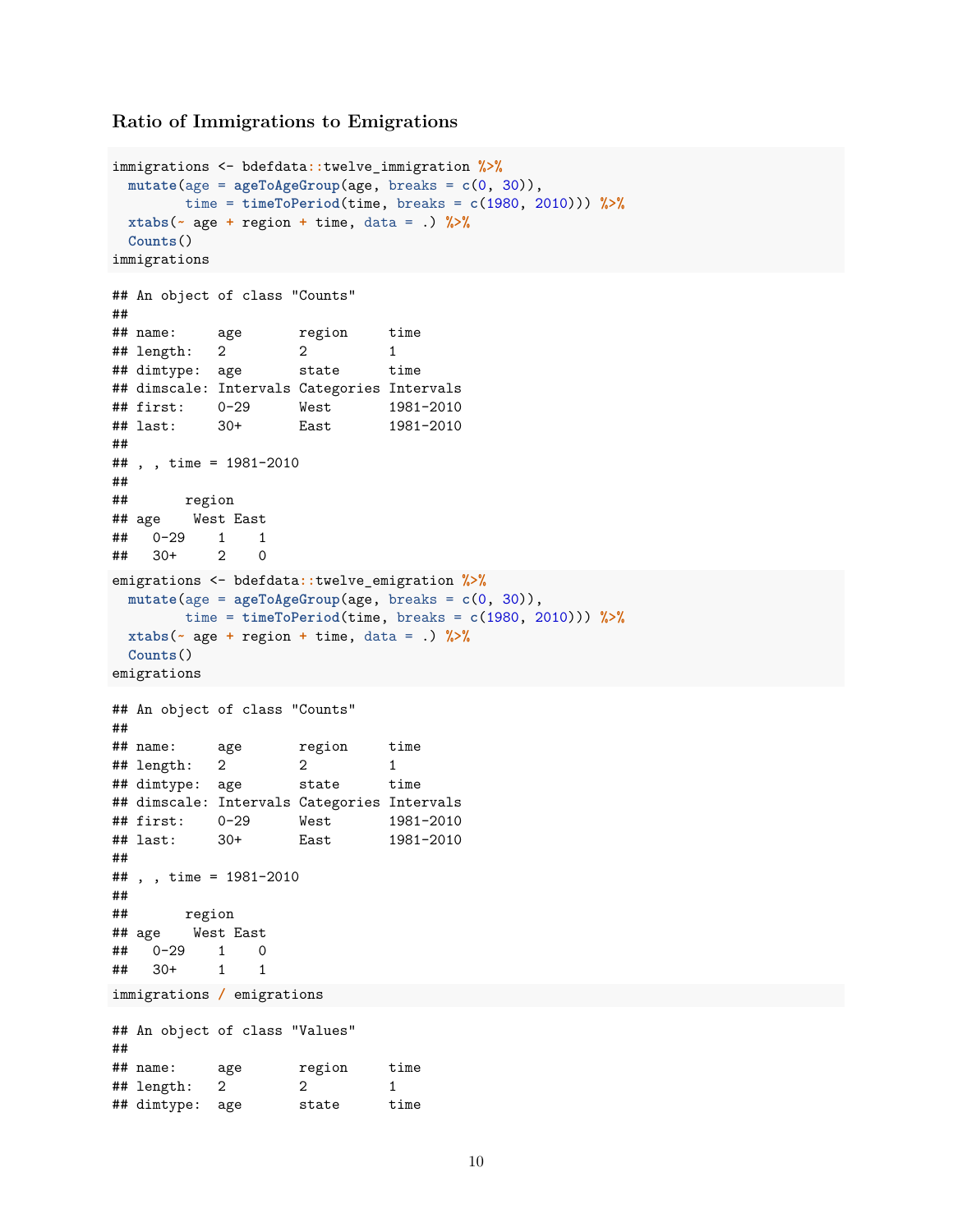### Ratio of Immigrations to Emigrations

```r
immigrations <- bdefdata::twelve_immigration %>%
  mutate(age = ageToAgeGroup(age, breaks = c(0, 30)),
         time = timeToPeriod(time, breaks = c(1980, 2010))) %>%
  xtabs(~ age + region + time, data = .) %>%
  Counts()
immigrations
```

```
## An object of class "Counts"
##
## name:     age       region     time
## length:   2         2          1
## dimtype:  age       state      time
## dimscale: Intervals Categories Intervals
## first:    0-29      West       1981-2010
## last:     30+       East       1981-2010
##
## , , time = 1981-2010
##
##       region
## age    West East
##   0-29    1    1
##   30+     2    0
```

```r
emigrations <- bdefdata::twelve_emigration %>%
  mutate(age = ageToAgeGroup(age, breaks = c(0, 30)),
         time = timeToPeriod(time, breaks = c(1980, 2010))) %>%
  xtabs(~ age + region + time, data = .) %>%
  Counts()
emigrations
```

```
## An object of class "Counts"
##
## name:     age       region     time
## length:   2         2          1
## dimtype:  age       state      time
## dimscale: Intervals Categories Intervals
## first:    0-29      West       1981-2010
## last:     30+       East       1981-2010
##
## , , time = 1981-2010
##
##       region
## age    West East
##   0-29    1    0
##   30+     1    1
```

```r
immigrations / emigrations
```

```
## An object of class "Values"
##
## name:     age       region     time
## length:   2         2          1
## dimtype:  age       state      time
```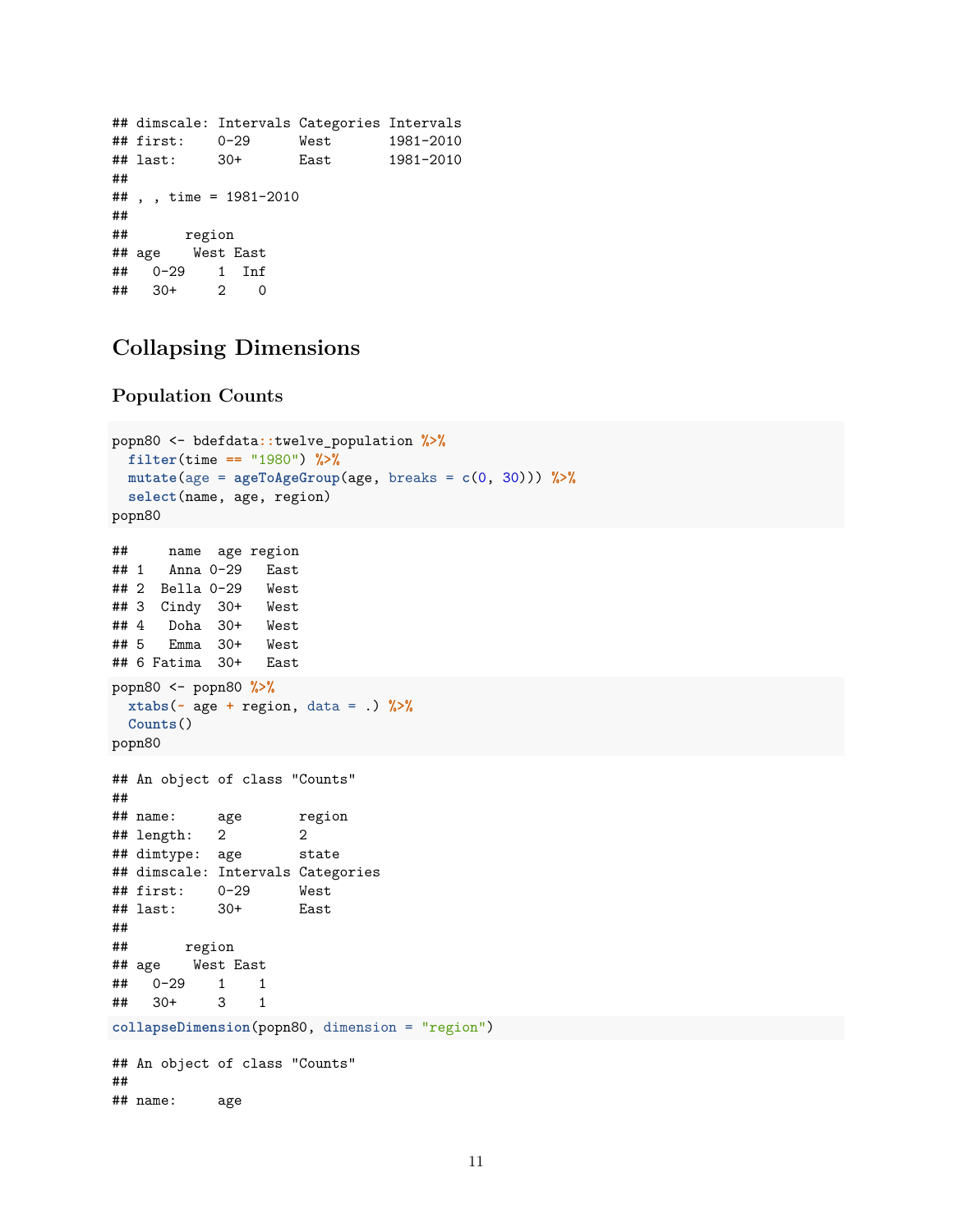```
## dimscale: Intervals Categories Intervals
## first:    0-29      West       1981-2010
## last:     30+       East       1981-2010
##
## , , time = 1981-2010
##
##       region
## age    West East
##   0-29    1  Inf
##   30+     2    0
```

## Collapsing Dimensions

### Population Counts

```
popn80 <- bdefdata::twelve_population %>%
  filter(time == "1980") %>%
  mutate(age = ageToAgeGroup(age, breaks = c(0, 30))) %>%
  select(name, age, region)
popn80
```

```
##     name  age region
## 1   Anna 0-29   East
## 2  Bella 0-29   West
## 3  Cindy  30+   West
## 4   Doha  30+   West
## 5   Emma  30+   West
## 6 Fatima  30+   East
```

```
popn80 <- popn80 %>%
  xtabs(~ age + region, data = .) %>%
  Counts()
popn80
```

```
## An object of class "Counts"
##
## name:     age       region
## length:   2         2
## dimtype:  age       state
## dimscale: Intervals Categories
## first:    0-29      West
## last:     30+       East
##
##       region
## age    West East
##   0-29    1    1
##   30+     3    1
```

```
collapseDimension(popn80, dimension = "region")
```

```
## An object of class "Counts"
##
## name:     age
```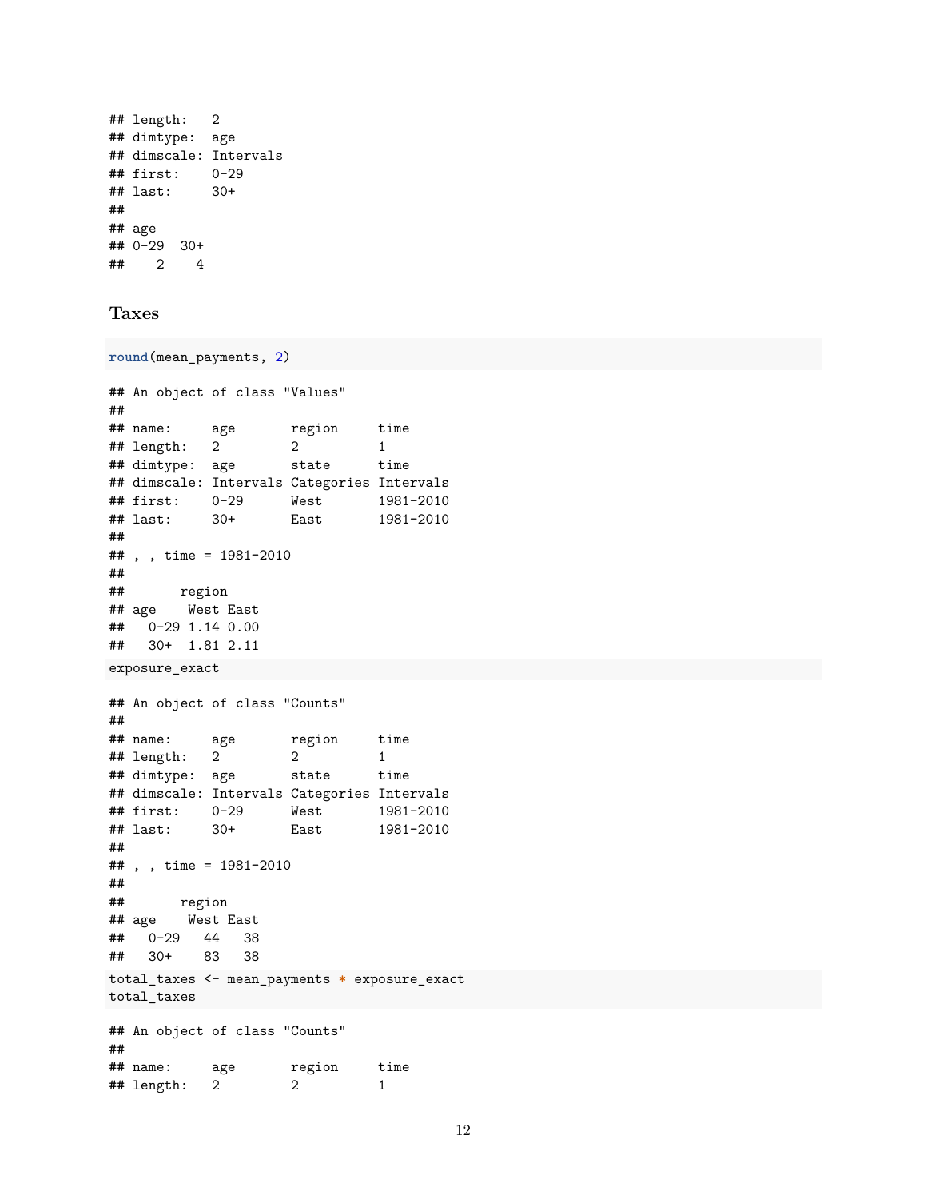```
## length:   2
## dimtype:  age
## dimscale: Intervals
## first:    0-29
## last:     30+
##
## age
## 0-29  30+
##    2    4
```

### Taxes

```r
round(mean_payments, 2)
```

```
## An object of class "Values"
##
## name:     age       region     time
## length:   2         2          1
## dimtype:  age       state      time
## dimscale: Intervals Categories Intervals
## first:    0-29      West       1981-2010
## last:     30+       East       1981-2010
##
## , , time = 1981-2010
##
##       region
## age    West East
##   0-29 1.14 0.00
##   30+  1.81 2.11
```

```r
exposure_exact
```

```
## An object of class "Counts"
##
## name:     age       region     time
## length:   2         2          1
## dimtype:  age       state      time
## dimscale: Intervals Categories Intervals
## first:    0-29      West       1981-2010
## last:     30+       East       1981-2010
##
## , , time = 1981-2010
##
##       region
## age    West East
##   0-29   44   38
##   30+    83   38
```

```r
total_taxes <- mean_payments * exposure_exact
total_taxes
```

```
## An object of class "Counts"
##
## name:     age       region     time
## length:   2         2          1
```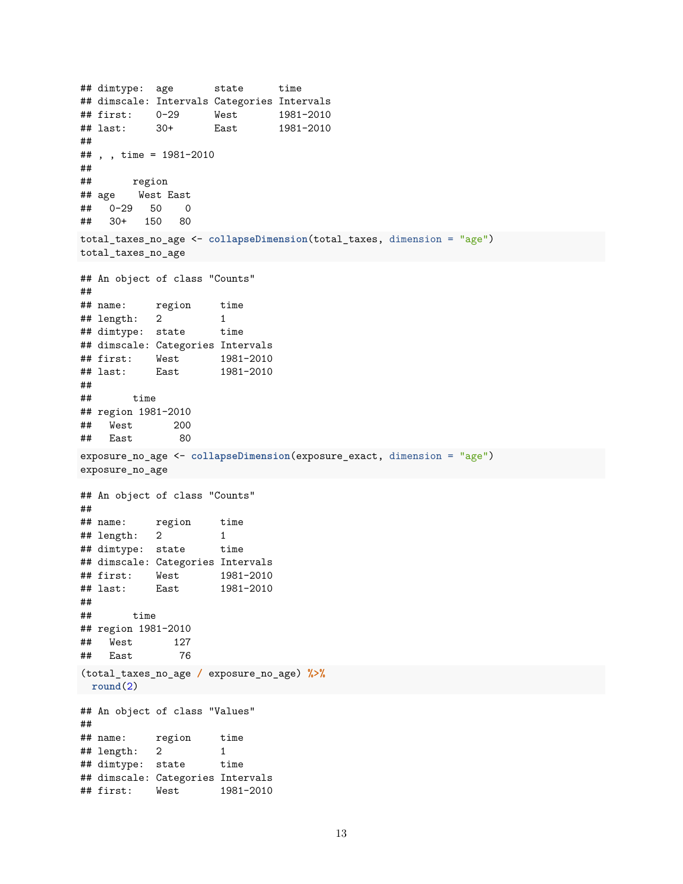```
## dimtype:  age       state      time
## dimscale: Intervals Categories Intervals
## first:    0-29      West       1981-2010
## last:     30+       East       1981-2010
##
## , , time = 1981-2010
##
##       region
## age    West East
##   0-29   50    0
##   30+   150   80
```

```r
total_taxes_no_age <- collapseDimension(total_taxes, dimension = "age")
total_taxes_no_age
```

```
## An object of class "Counts"
##
## name:     region     time
## length:   2          1
## dimtype:  state      time
## dimscale: Categories Intervals
## first:    West       1981-2010
## last:     East       1981-2010
##
##       time
## region 1981-2010
##   West       200
##   East        80
```

```r
exposure_no_age <- collapseDimension(exposure_exact, dimension = "age")
exposure_no_age
```

```
## An object of class "Counts"
##
## name:     region     time
## length:   2          1
## dimtype:  state      time
## dimscale: Categories Intervals
## first:    West       1981-2010
## last:     East       1981-2010
##
##       time
## region 1981-2010
##   West       127
##   East        76
```

```r
(total_taxes_no_age / exposure_no_age) %>%
  round(2)
```

```
## An object of class "Values"
##
## name:     region     time
## length:   2          1
## dimtype:  state      time
## dimscale: Categories Intervals
## first:    West       1981-2010
```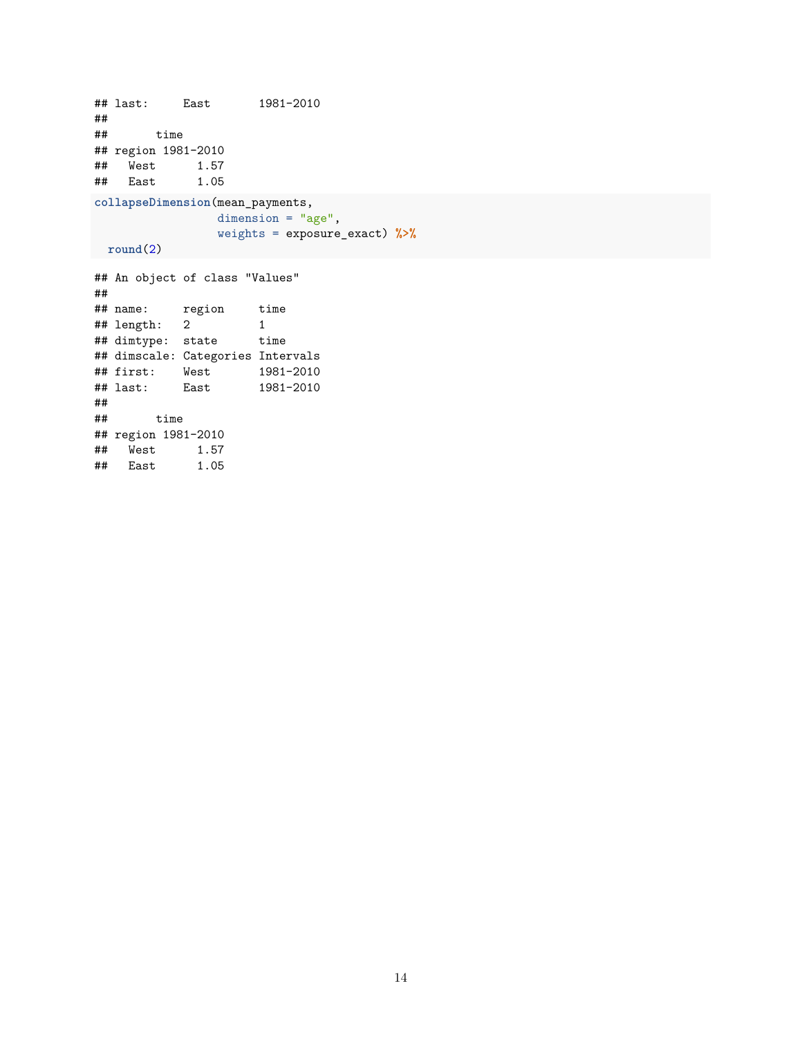```
## last:     East       1981-2010
##
##       time
## region 1981-2010
##   West      1.57
##   East      1.05
```

```
collapseDimension(mean_payments,
                  dimension = "age",
                  weights = exposure_exact) %>%
  round(2)
```

```
## An object of class "Values"
##
## name:     region     time
## length:   2          1
## dimtype:  state      time
## dimscale: Categories Intervals
## first:    West       1981-2010
## last:     East       1981-2010
##
##       time
## region 1981-2010
##   West      1.57
##   East      1.05
```